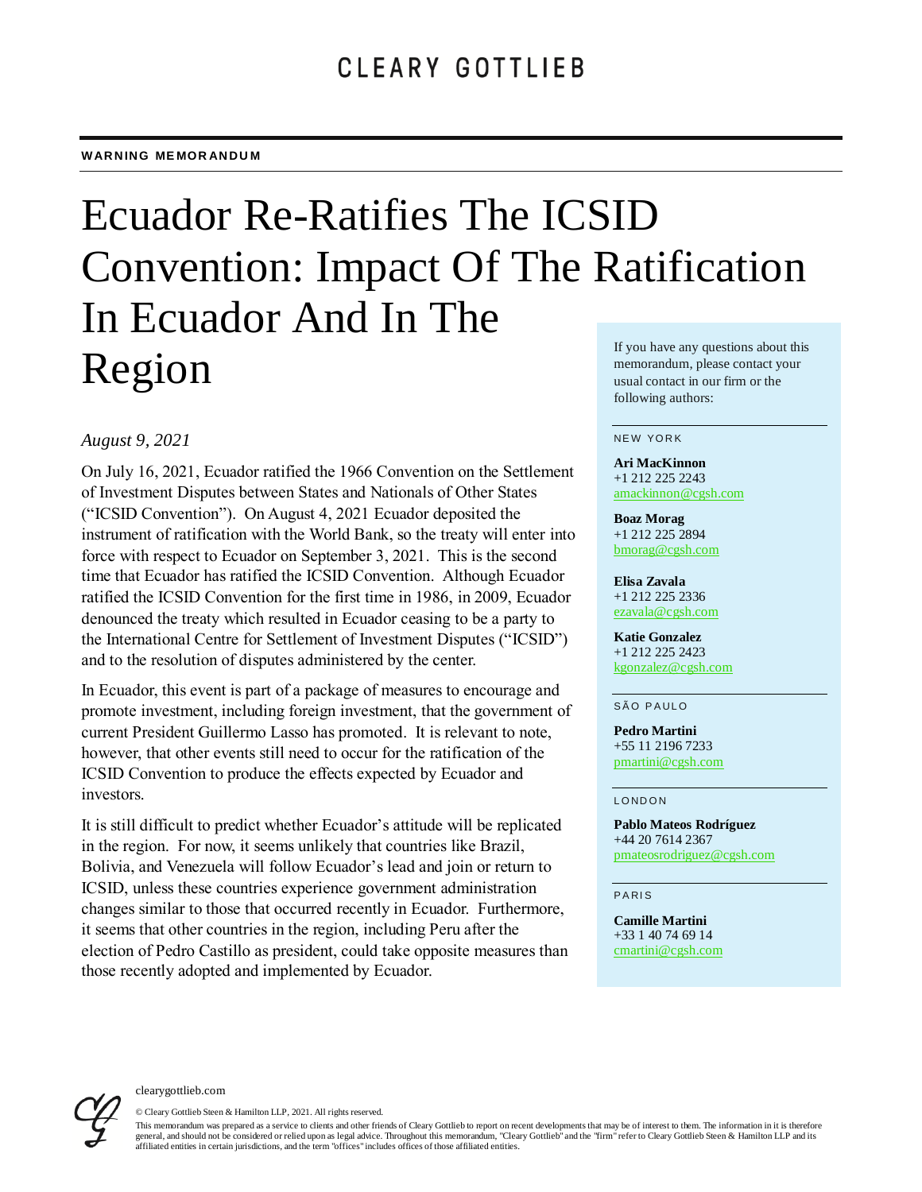CLEARY GOTTLIEB

**WARNING MEMORANDUM**

# Ecuador Re-Ratifies The ICSID Convention: Impact Of The Ratification In Ecuador And In The Region

*August 9, 2021*

On July 16, 2021, Ecuador ratified the 1966 Convention on the Settlement of Investment Disputes between States and Nationals of Other States ("ICSID Convention"). On August 4, 2021 Ecuador deposited the instrument of ratification with the World Bank, so the treaty will enter into force with respect to Ecuador on September 3, 2021. This is the second time that Ecuador has ratified the ICSID Convention. Although Ecuador ratified the ICSID Convention for the first time in 1986, in 2009, Ecuador denounced the treaty which resulted in Ecuador ceasing to be a party to the International Centre for Settlement of Investment Disputes ("ICSID") and to the resolution of disputes administered by the center.

In Ecuador, this event is part of a package of measures to encourage and promote investment, including foreign investment, that the government of current President Guillermo Lasso has promoted. It is relevant to note, however, that other events still need to occur for the ratification of the ICSID Convention to produce the effects expected by Ecuador and investors.

It is still difficult to predict whether Ecuador's attitude will be replicated in the region. For now, it seems unlikely that countries like Brazil, Bolivia, and Venezuela will follow Ecuador's lead and join or return to ICSID, unless these countries experience government administration changes similar to those that occurred recently in Ecuador. Furthermore, it seems that other countries in the region, including Peru after the election of Pedro Castillo as president, could take opposite measures than those recently adopted and implemented by Ecuador.

If you have any questions about this memorandum, please contact your usual contact in our firm or the following authors:

NEW YORK

**Ari MacKinnon**
+1 212 225 2243
amackinnon@cgsh.com

**Boaz Morag**
+1 212 225 2894
bmorag@cgsh.com

**Elisa Zavala**
+1 212 225 2336
ezavala@cgsh.com

**Katie Gonzalez**
+1 212 225 2423
kgonzalez@cgsh.com

SÃO PAULO

**Pedro Martini**
+55 11 2196 7233
pmartini@cgsh.com

LONDON

**Pablo Mateos Rodríguez**
+44 20 7614 2367
pmateosrodriguez@cgsh.com

PARIS

**Camille Martini**
+33 1 40 74 69 14
cmartini@cgsh.com

clearygottlieb.com

© Cleary Gottlieb Steen & Hamilton LLP, 2021. All rights reserved.

This memorandum was prepared as a service to clients and other friends of Cleary Gottlieb to report on recent developments that may be of interest to them. The information in it is therefore general, and should not be considered or relied upon as legal advice. Throughout this memorandum, "Cleary Gottlieb" and the "firm" refer to Cleary Gottlieb Steen & Hamilton LLP and its affiliated entities in certain jurisdictions, and the term "offices" includes offices of those affiliated entities.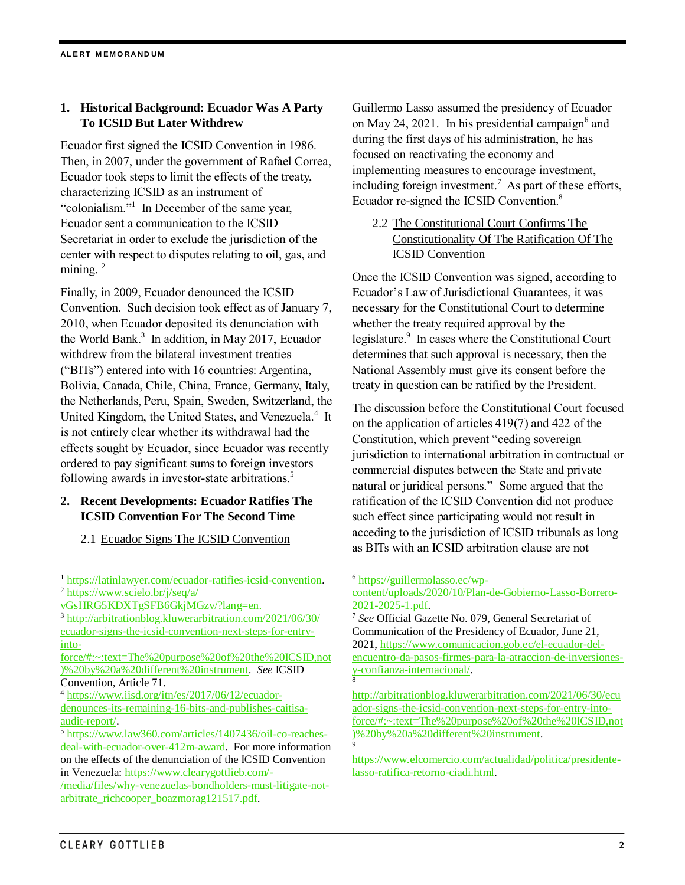## 1. Historical Background: Ecuador Was A Party To ICSID But Later Withdrew

Ecuador first signed the ICSID Convention in 1986. Then, in 2007, under the government of Rafael Correa, Ecuador took steps to limit the effects of the treaty, characterizing ICSID as an instrument of "colonialism."[1] In December of the same year, Ecuador sent a communication to the ICSID Secretariat in order to exclude the jurisdiction of the center with respect to disputes relating to oil, gas, and mining. [2]

Finally, in 2009, Ecuador denounced the ICSID Convention. Such decision took effect as of January 7, 2010, when Ecuador deposited its denunciation with the World Bank.[3] In addition, in May 2017, Ecuador withdrew from the bilateral investment treaties ("BITs") entered into with 16 countries: Argentina, Bolivia, Canada, Chile, China, France, Germany, Italy, the Netherlands, Peru, Spain, Sweden, Switzerland, the United Kingdom, the United States, and Venezuela.[4] It is not entirely clear whether its withdrawal had the effects sought by Ecuador, since Ecuador was recently ordered to pay significant sums to foreign investors following awards in investor-state arbitrations.[5]

## 2. Recent Developments: Ecuador Ratifies The ICSID Convention For The Second Time

### 2.1 Ecuador Signs The ICSID Convention

Guillermo Lasso assumed the presidency of Ecuador on May 24, 2021. In his presidential campaign[6] and during the first days of his administration, he has focused on reactivating the economy and implementing measures to encourage investment, including foreign investment.[7] As part of these efforts, Ecuador re-signed the ICSID Convention.[8]

### 2.2 The Constitutional Court Confirms The Constitutionality Of The Ratification Of The ICSID Convention

Once the ICSID Convention was signed, according to Ecuador's Law of Jurisdictional Guarantees, it was necessary for the Constitutional Court to determine whether the treaty required approval by the legislature.[9] In cases where the Constitutional Court determines that such approval is necessary, then the National Assembly must give its consent before the treaty in question can be ratified by the President.

The discussion before the Constitutional Court focused on the application of articles 419(7) and 422 of the Constitution, which prevent "ceding sovereign jurisdiction to international arbitration in contractual or commercial disputes between the State and private natural or juridical persons." Some argued that the ratification of the ICSID Convention did not produce such effect since participating would not result in acceding to the jurisdiction of ICSID tribunals as long as BITs with an ICSID arbitration clause are not

---

[1] https://latinlawyer.com/ecuador-ratifies-icsid-convention.

[2] https://www.scielo.br/j/seq/a/vGsHRG5KDXTgSFB6GkjMGzv/?lang=en.

[3] http://arbitrationblog.kluwerarbitration.com/2021/06/30/ecuador-signs-the-icsid-convention-next-steps-for-entry-into-force/#:~:text=The%20purpose%20of%20the%20ICSID,not)%20by%20a%20different%20instrument. *See* ICSID Convention, Article 71.

[4] https://www.iisd.org/itn/es/2017/06/12/ecuador-denounces-its-remaining-16-bits-and-publishes-caitisa-audit-report/.

[5] https://www.law360.com/articles/1407436/oil-co-reaches-deal-with-ecuador-over-412m-award. For more information on the effects of the denunciation of the ICSID Convention in Venezuela: https://www.clearygottlieb.com/-/media/files/why-venezuelas-bondholders-must-litigate-not-arbitrate_richcooper_boazmorag121517.pdf.

[6] https://guillermolasso.ec/wp-content/uploads/2020/10/Plan-de-Gobierno-Lasso-Borrero-2021-2025-1.pdf.

[7] *See* Official Gazette No. 079, General Secretariat of Communication of the Presidency of Ecuador, June 21, 2021, https://www.comunicacion.gob.ec/el-ecuador-del-encuentro-da-pasos-firmes-para-la-atraccion-de-inversiones-y-confianza-internacional/.

[8] http://arbitrationblog.kluwerarbitration.com/2021/06/30/ecuador-signs-the-icsid-convention-next-steps-for-entry-into-force/#:~:text=The%20purpose%20of%20the%20ICSID,not)%20by%20a%20different%20instrument.

[9] https://www.elcomercio.com/actualidad/politica/presidente-lasso-ratifica-retorno-ciadi.html.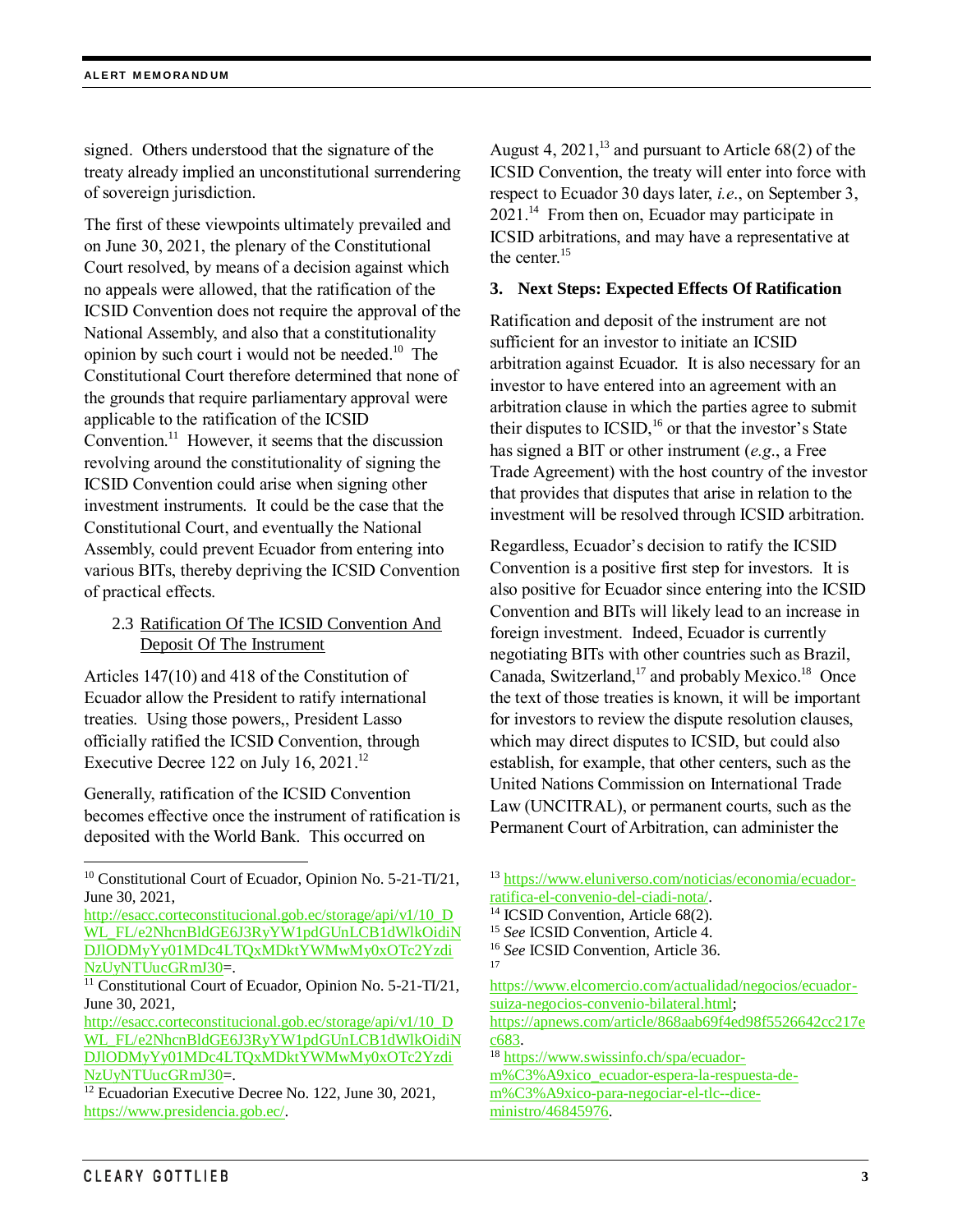signed. Others understood that the signature of the treaty already implied an unconstitutional surrendering of sovereign jurisdiction.

The first of these viewpoints ultimately prevailed and on June 30, 2021, the plenary of the Constitutional Court resolved, by means of a decision against which no appeals were allowed, that the ratification of the ICSID Convention does not require the approval of the National Assembly, and also that a constitutionality opinion by such court i would not be needed.[10] The Constitutional Court therefore determined that none of the grounds that require parliamentary approval were applicable to the ratification of the ICSID Convention.[11] However, it seems that the discussion revolving around the constitutionality of signing the ICSID Convention could arise when signing other investment instruments. It could be the case that the Constitutional Court, and eventually the National Assembly, could prevent Ecuador from entering into various BITs, thereby depriving the ICSID Convention of practical effects.

### 2.3 Ratification Of The ICSID Convention And Deposit Of The Instrument

Articles 147(10) and 418 of the Constitution of Ecuador allow the President to ratify international treaties. Using those powers,, President Lasso officially ratified the ICSID Convention, through Executive Decree 122 on July 16, 2021.[12]

Generally, ratification of the ICSID Convention becomes effective once the instrument of ratification is deposited with the World Bank. This occurred on August 4, 2021,[13] and pursuant to Article 68(2) of the ICSID Convention, the treaty will enter into force with respect to Ecuador 30 days later, *i.e.*, on September 3, 2021.[14] From then on, Ecuador may participate in ICSID arbitrations, and may have a representative at the center.[15]

## 3. Next Steps: Expected Effects Of Ratification

Ratification and deposit of the instrument are not sufficient for an investor to initiate an ICSID arbitration against Ecuador. It is also necessary for an investor to have entered into an agreement with an arbitration clause in which the parties agree to submit their disputes to ICSID,[16] or that the investor's State has signed a BIT or other instrument (*e.g.*, a Free Trade Agreement) with the host country of the investor that provides that disputes that arise in relation to the investment will be resolved through ICSID arbitration.

Regardless, Ecuador's decision to ratify the ICSID Convention is a positive first step for investors. It is also positive for Ecuador since entering into the ICSID Convention and BITs will likely lead to an increase in foreign investment. Indeed, Ecuador is currently negotiating BITs with other countries such as Brazil, Canada, Switzerland,[17] and probably Mexico.[18] Once the text of those treaties is known, it will be important for investors to review the dispute resolution clauses, which may direct disputes to ICSID, but could also establish, for example, that other centers, such as the United Nations Commission on International Trade Law (UNCITRAL), or permanent courts, such as the Permanent Court of Arbitration, can administer the

---

[10] Constitutional Court of Ecuador, Opinion No. 5-21-TI/21, June 30, 2021, http://esacc.corteconstitucional.gob.ec/storage/api/v1/10_DWL_FL/e2NhcnBldGE6J3RyYW1pdGUnLCB1dWlkOidiNDJlODMyYy01MDc4LTQxMDktYWMwMy0xOTc2YzdiNzUyNTUucGRmJ30=.

[11] Constitutional Court of Ecuador, Opinion No. 5-21-TI/21, June 30, 2021, http://esacc.corteconstitucional.gob.ec/storage/api/v1/10_DWL_FL/e2NhcnBldGE6J3RyYW1pdGUnLCB1dWlkOidiNDJlODMyYy01MDc4LTQxMDktYWMwMy0xOTc2YzdiNzUyNTUucGRmJ30=.

[12] Ecuadorian Executive Decree No. 122, June 30, 2021, https://www.presidencia.gob.ec/.

[13] https://www.eluniverso.com/noticias/economia/ecuador-ratifica-el-convenio-del-ciadi-nota/.

[14] ICSID Convention, Article 68(2).

[15] *See* ICSID Convention, Article 4.

[16] *See* ICSID Convention, Article 36.

[17] https://www.elcomercio.com/actualidad/negocios/ecuador-suiza-negocios-convenio-bilateral.html; https://apnews.com/article/868aab69f4ed98f5526642cc217ec683.

[18] https://www.swissinfo.ch/spa/ecuador-m%C3%A9xico_ecuador-espera-la-respuesta-de-m%C3%A9xico-para-negociar-el-tlc--dice-ministro/46845976.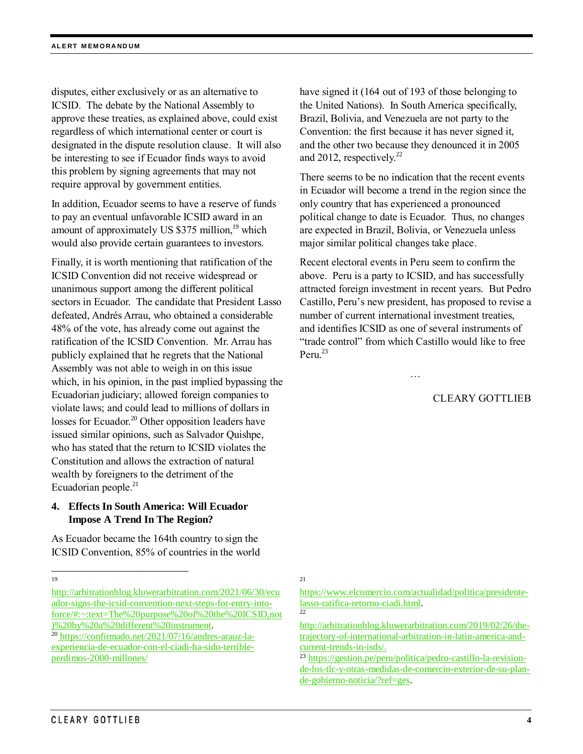disputes, either exclusively or as an alternative to ICSID. The debate by the National Assembly to approve these treaties, as explained above, could exist regardless of which international center or court is designated in the dispute resolution clause. It will also be interesting to see if Ecuador finds ways to avoid this problem by signing agreements that may not require approval by government entities.

In addition, Ecuador seems to have a reserve of funds to pay an eventual unfavorable ICSID award in an amount of approximately US $375 million,[19] which would also provide certain guarantees to investors.

Finally, it is worth mentioning that ratification of the ICSID Convention did not receive widespread or unanimous support among the different political sectors in Ecuador. The candidate that President Lasso defeated, Andrés Arrau, who obtained a considerable 48% of the vote, has already come out against the ratification of the ICSID Convention. Mr. Arrau has publicly explained that he regrets that the National Assembly was not able to weigh in on this issue which, in his opinion, in the past implied bypassing the Ecuadorian judiciary; allowed foreign companies to violate laws; and could lead to millions of dollars in losses for Ecuador.[20] Other opposition leaders have issued similar opinions, such as Salvador Quishpe, who has stated that the return to ICSID violates the Constitution and allows the extraction of natural wealth by foreigners to the detriment of the Ecuadorian people.[21]

### 4. Effects In South America: Will Ecuador Impose A Trend In The Region?

As Ecuador became the 164th country to sign the ICSID Convention, 85% of countries in the world have signed it (164 out of 193 of those belonging to the United Nations). In South America specifically, Brazil, Bolivia, and Venezuela are not party to the Convention: the first because it has never signed it, and the other two because they denounced it in 2005 and 2012, respectively.[22]

There seems to be no indication that the recent events in Ecuador will become a trend in the region since the only country that has experienced a pronounced political change to date is Ecuador. Thus, no changes are expected in Brazil, Bolivia, or Venezuela unless major similar political changes take place.

Recent electoral events in Peru seem to confirm the above. Peru is a party to ICSID, and has successfully attracted foreign investment in recent years. But Pedro Castillo, Peru's new president, has proposed to revise a number of current international investment treaties, and identifies ICSID as one of several instruments of "trade control" from which Castillo would like to free Peru.[23]

…

CLEARY GOTTLIEB

---

[19] http://arbitrationblog.kluwerarbitration.com/2021/06/30/ecuador-signs-the-icsid-convention-next-steps-for-entry-into-force/#:~:text=The%20purpose%20of%20the%20ICSID,not)%20by%20a%20different%20instrument.

[20] https://confirmado.net/2021/07/16/andres-arauz-la-experiencia-de-ecuador-con-el-ciadi-ha-sido-terrible-perdimos-2000-millones/

[21] https://www.elcomercio.com/actualidad/politica/presidente-lasso-ratifica-retorno-ciadi.html.

[22] http://arbitrationblog.kluwerarbitration.com/2019/02/26/the-trajectory-of-international-arbitration-in-latin-america-and-current-trends-in-isds/.

[23] https://gestion.pe/peru/politica/pedro-castillo-la-revision-de-los-tlc-y-otras-medidas-de-comercio-exterior-de-su-plan-de-gobierno-noticia/?ref=ges.